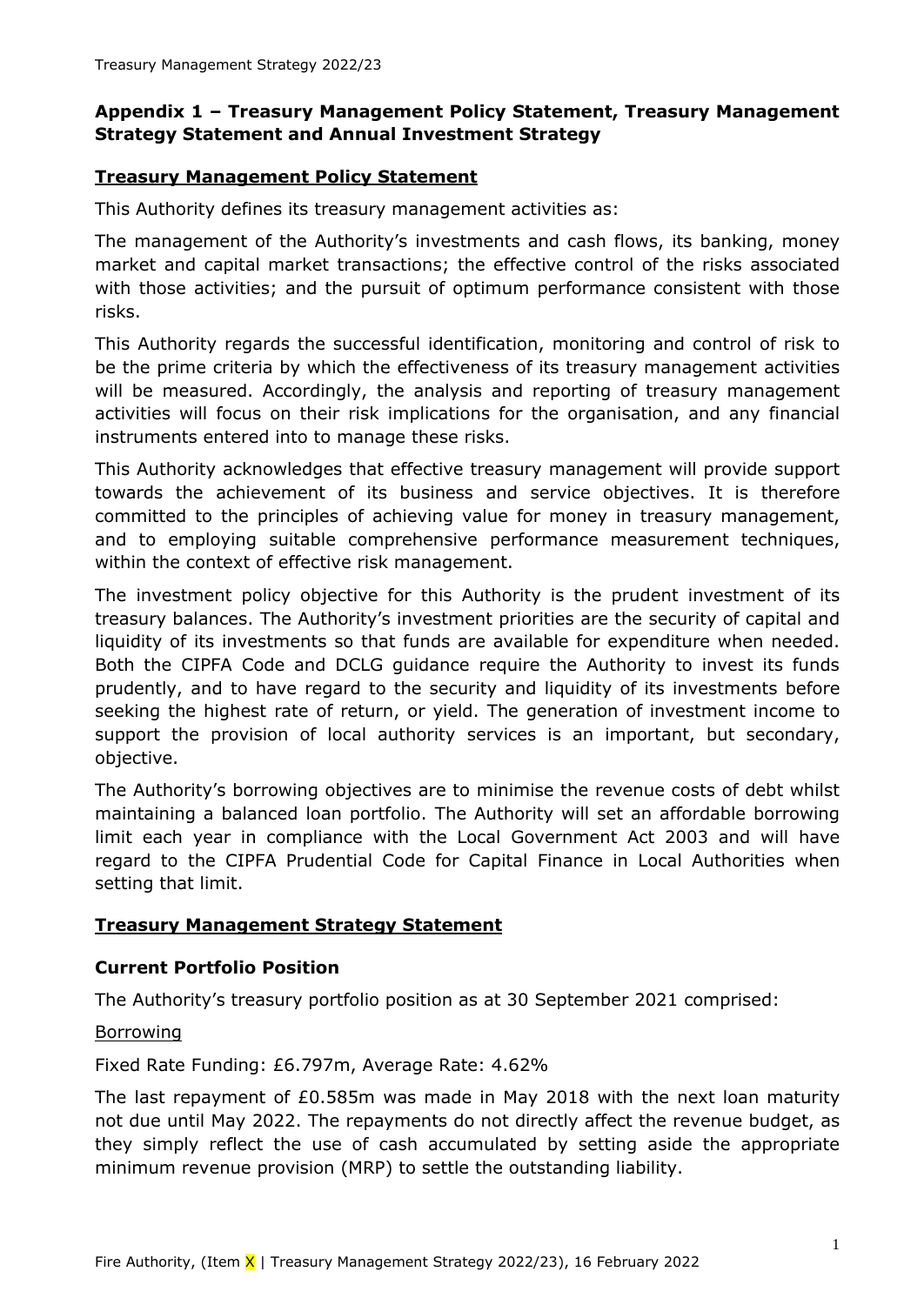## Appendix 1 – Treasury Management Policy Statement, Treasury Management Strategy Statement and Annual Investment Strategy

### Treasury Management Policy Statement

This Authority defines its treasury management activities as:

The management of the Authority's investments and cash flows, its banking, money market and capital market transactions; the effective control of the risks associated with those activities; and the pursuit of optimum performance consistent with those risks.

This Authority regards the successful identification, monitoring and control of risk to be the prime criteria by which the effectiveness of its treasury management activities will be measured. Accordingly, the analysis and reporting of treasury management activities will focus on their risk implications for the organisation, and any financial instruments entered into to manage these risks.

This Authority acknowledges that effective treasury management will provide support towards the achievement of its business and service objectives. It is therefore committed to the principles of achieving value for money in treasury management, and to employing suitable comprehensive performance measurement techniques, within the context of effective risk management.

The investment policy objective for this Authority is the prudent investment of its treasury balances. The Authority's investment priorities are the security of capital and liquidity of its investments so that funds are available for expenditure when needed. Both the CIPFA Code and DCLG guidance require the Authority to invest its funds prudently, and to have regard to the security and liquidity of its investments before seeking the highest rate of return, or yield. The generation of investment income to support the provision of local authority services is an important, but secondary, objective.

The Authority's borrowing objectives are to minimise the revenue costs of debt whilst maintaining a balanced loan portfolio. The Authority will set an affordable borrowing limit each year in compliance with the Local Government Act 2003 and will have regard to the CIPFA Prudential Code for Capital Finance in Local Authorities when setting that limit.

### Treasury Management Strategy Statement

#### Current Portfolio Position

The Authority's treasury portfolio position as at 30 September 2021 comprised:

Borrowing

Fixed Rate Funding: £6.797m, Average Rate: 4.62%

The last repayment of £0.585m was made in May 2018 with the next loan maturity not due until May 2022. The repayments do not directly affect the revenue budget, as they simply reflect the use of cash accumulated by setting aside the appropriate minimum revenue provision (MRP) to settle the outstanding liability.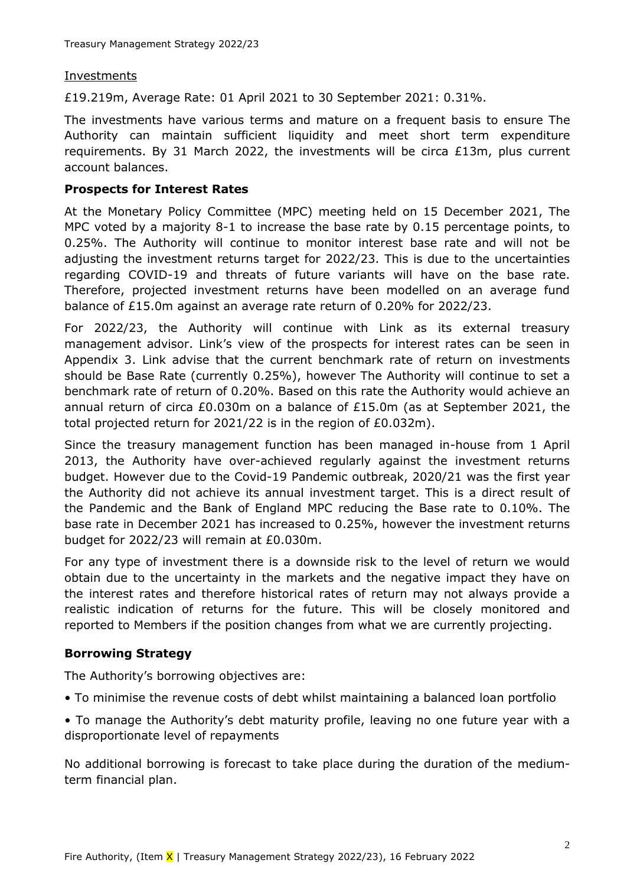Investments

£19.219m, Average Rate: 01 April 2021 to 30 September 2021: 0.31%.

The investments have various terms and mature on a frequent basis to ensure The Authority can maintain sufficient liquidity and meet short term expenditure requirements. By 31 March 2022, the investments will be circa £13m, plus current account balances.

### Prospects for Interest Rates

At the Monetary Policy Committee (MPC) meeting held on 15 December 2021, The MPC voted by a majority 8-1 to increase the base rate by 0.15 percentage points, to 0.25%. The Authority will continue to monitor interest base rate and will not be adjusting the investment returns target for 2022/23. This is due to the uncertainties regarding COVID-19 and threats of future variants will have on the base rate. Therefore, projected investment returns have been modelled on an average fund balance of £15.0m against an average rate return of 0.20% for 2022/23.

For 2022/23, the Authority will continue with Link as its external treasury management advisor. Link's view of the prospects for interest rates can be seen in Appendix 3. Link advise that the current benchmark rate of return on investments should be Base Rate (currently 0.25%), however The Authority will continue to set a benchmark rate of return of 0.20%. Based on this rate the Authority would achieve an annual return of circa £0.030m on a balance of £15.0m (as at September 2021, the total projected return for 2021/22 is in the region of £0.032m).

Since the treasury management function has been managed in-house from 1 April 2013, the Authority have over-achieved regularly against the investment returns budget. However due to the Covid-19 Pandemic outbreak, 2020/21 was the first year the Authority did not achieve its annual investment target. This is a direct result of the Pandemic and the Bank of England MPC reducing the Base rate to 0.10%. The base rate in December 2021 has increased to 0.25%, however the investment returns budget for 2022/23 will remain at £0.030m.

For any type of investment there is a downside risk to the level of return we would obtain due to the uncertainty in the markets and the negative impact they have on the interest rates and therefore historical rates of return may not always provide a realistic indication of returns for the future. This will be closely monitored and reported to Members if the position changes from what we are currently projecting.

### Borrowing Strategy

The Authority's borrowing objectives are:

- To minimise the revenue costs of debt whilst maintaining a balanced loan portfolio
- To manage the Authority's debt maturity profile, leaving no one future year with a disproportionate level of repayments

No additional borrowing is forecast to take place during the duration of the medium-term financial plan.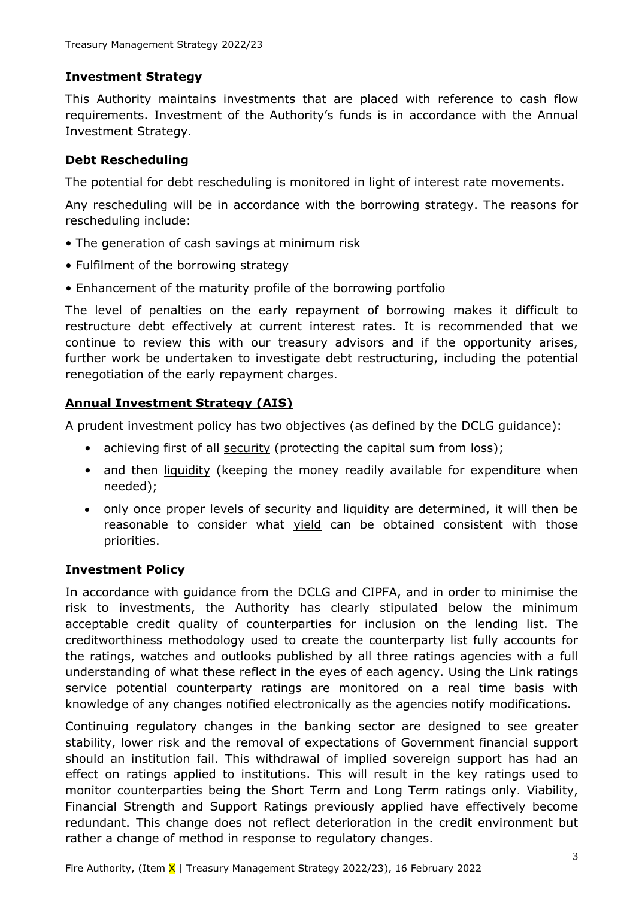### Investment Strategy

This Authority maintains investments that are placed with reference to cash flow requirements. Investment of the Authority's funds is in accordance with the Annual Investment Strategy.

### Debt Rescheduling

The potential for debt rescheduling is monitored in light of interest rate movements.

Any rescheduling will be in accordance with the borrowing strategy. The reasons for rescheduling include:

- The generation of cash savings at minimum risk
- Fulfilment of the borrowing strategy
- Enhancement of the maturity profile of the borrowing portfolio

The level of penalties on the early repayment of borrowing makes it difficult to restructure debt effectively at current interest rates. It is recommended that we continue to review this with our treasury advisors and if the opportunity arises, further work be undertaken to investigate debt restructuring, including the potential renegotiation of the early repayment charges.

### Annual Investment Strategy (AIS)

A prudent investment policy has two objectives (as defined by the DCLG guidance):

- achieving first of all security (protecting the capital sum from loss);
- and then liquidity (keeping the money readily available for expenditure when needed);
- only once proper levels of security and liquidity are determined, it will then be reasonable to consider what yield can be obtained consistent with those priorities.

### Investment Policy

In accordance with guidance from the DCLG and CIPFA, and in order to minimise the risk to investments, the Authority has clearly stipulated below the minimum acceptable credit quality of counterparties for inclusion on the lending list. The creditworthiness methodology used to create the counterparty list fully accounts for the ratings, watches and outlooks published by all three ratings agencies with a full understanding of what these reflect in the eyes of each agency. Using the Link ratings service potential counterparty ratings are monitored on a real time basis with knowledge of any changes notified electronically as the agencies notify modifications.

Continuing regulatory changes in the banking sector are designed to see greater stability, lower risk and the removal of expectations of Government financial support should an institution fail. This withdrawal of implied sovereign support has had an effect on ratings applied to institutions. This will result in the key ratings used to monitor counterparties being the Short Term and Long Term ratings only. Viability, Financial Strength and Support Ratings previously applied have effectively become redundant. This change does not reflect deterioration in the credit environment but rather a change of method in response to regulatory changes.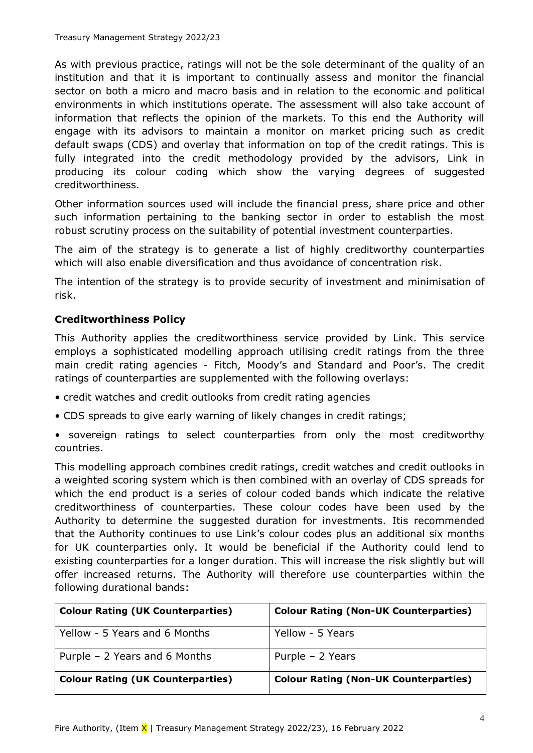As with previous practice, ratings will not be the sole determinant of the quality of an institution and that it is important to continually assess and monitor the financial sector on both a micro and macro basis and in relation to the economic and political environments in which institutions operate. The assessment will also take account of information that reflects the opinion of the markets. To this end the Authority will engage with its advisors to maintain a monitor on market pricing such as credit default swaps (CDS) and overlay that information on top of the credit ratings. This is fully integrated into the credit methodology provided by the advisors, Link in producing its colour coding which show the varying degrees of suggested creditworthiness.

Other information sources used will include the financial press, share price and other such information pertaining to the banking sector in order to establish the most robust scrutiny process on the suitability of potential investment counterparties.

The aim of the strategy is to generate a list of highly creditworthy counterparties which will also enable diversification and thus avoidance of concentration risk.

The intention of the strategy is to provide security of investment and minimisation of risk.

### Creditworthiness Policy

This Authority applies the creditworthiness service provided by Link. This service employs a sophisticated modelling approach utilising credit ratings from the three main credit rating agencies - Fitch, Moody's and Standard and Poor's. The credit ratings of counterparties are supplemented with the following overlays:

- credit watches and credit outlooks from credit rating agencies
- CDS spreads to give early warning of likely changes in credit ratings;
- sovereign ratings to select counterparties from only the most creditworthy countries.

This modelling approach combines credit ratings, credit watches and credit outlooks in a weighted scoring system which is then combined with an overlay of CDS spreads for which the end product is a series of colour coded bands which indicate the relative creditworthiness of counterparties. These colour codes have been used by the Authority to determine the suggested duration for investments. Itis recommended that the Authority continues to use Link's colour codes plus an additional six months for UK counterparties only. It would be beneficial if the Authority could lend to existing counterparties for a longer duration. This will increase the risk slightly but will offer increased returns. The Authority will therefore use counterparties within the following durational bands:

| **Colour Rating (UK Counterparties)** | **Colour Rating (Non-UK Counterparties)** |
|---|---|
| Yellow - 5 Years and 6 Months | Yellow - 5 Years |
| Purple – 2 Years and 6 Months | Purple – 2 Years |
| **Colour Rating (UK Counterparties)** | **Colour Rating (Non-UK Counterparties)** |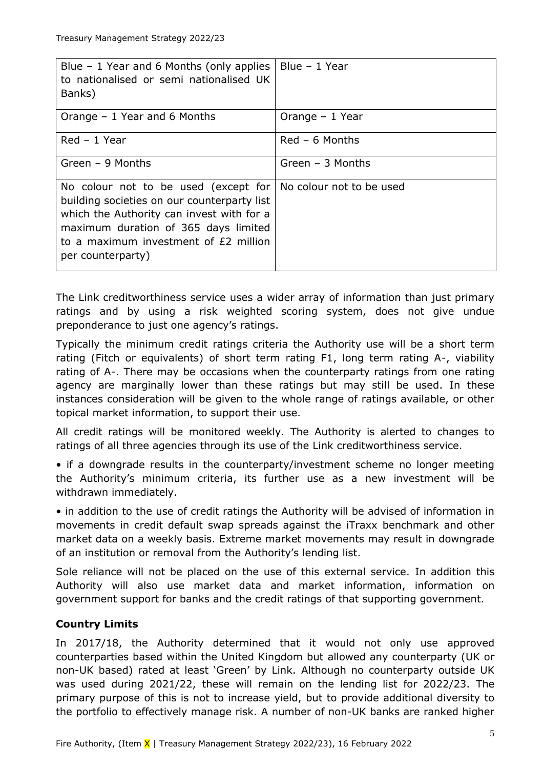| Blue – 1 Year and 6 Months (only applies to nationalised or semi nationalised UK Banks) | Blue – 1 Year |
|---|---|
| Orange – 1 Year and 6 Months | Orange – 1 Year |
| Red – 1 Year | Red – 6 Months |
| Green – 9 Months | Green – 3 Months |
| No colour not to be used (except for building societies on our counterparty list which the Authority can invest with for a maximum duration of 365 days limited to a maximum investment of £2 million per counterparty) | No colour not to be used |

The Link creditworthiness service uses a wider array of information than just primary ratings and by using a risk weighted scoring system, does not give undue preponderance to just one agency's ratings.

Typically the minimum credit ratings criteria the Authority use will be a short term rating (Fitch or equivalents) of short term rating F1, long term rating A-, viability rating of A-. There may be occasions when the counterparty ratings from one rating agency are marginally lower than these ratings but may still be used. In these instances consideration will be given to the whole range of ratings available, or other topical market information, to support their use.

All credit ratings will be monitored weekly. The Authority is alerted to changes to ratings of all three agencies through its use of the Link creditworthiness service.

- if a downgrade results in the counterparty/investment scheme no longer meeting the Authority's minimum criteria, its further use as a new investment will be withdrawn immediately.

- in addition to the use of credit ratings the Authority will be advised of information in movements in credit default swap spreads against the iTraxx benchmark and other market data on a weekly basis. Extreme market movements may result in downgrade of an institution or removal from the Authority's lending list.

Sole reliance will not be placed on the use of this external service. In addition this Authority will also use market data and market information, information on government support for banks and the credit ratings of that supporting government.

**Country Limits**

In 2017/18, the Authority determined that it would not only use approved counterparties based within the United Kingdom but allowed any counterparty (UK or non-UK based) rated at least 'Green' by Link. Although no counterparty outside UK was used during 2021/22, these will remain on the lending list for 2022/23. The primary purpose of this is not to increase yield, but to provide additional diversity to the portfolio to effectively manage risk. A number of non-UK banks are ranked higher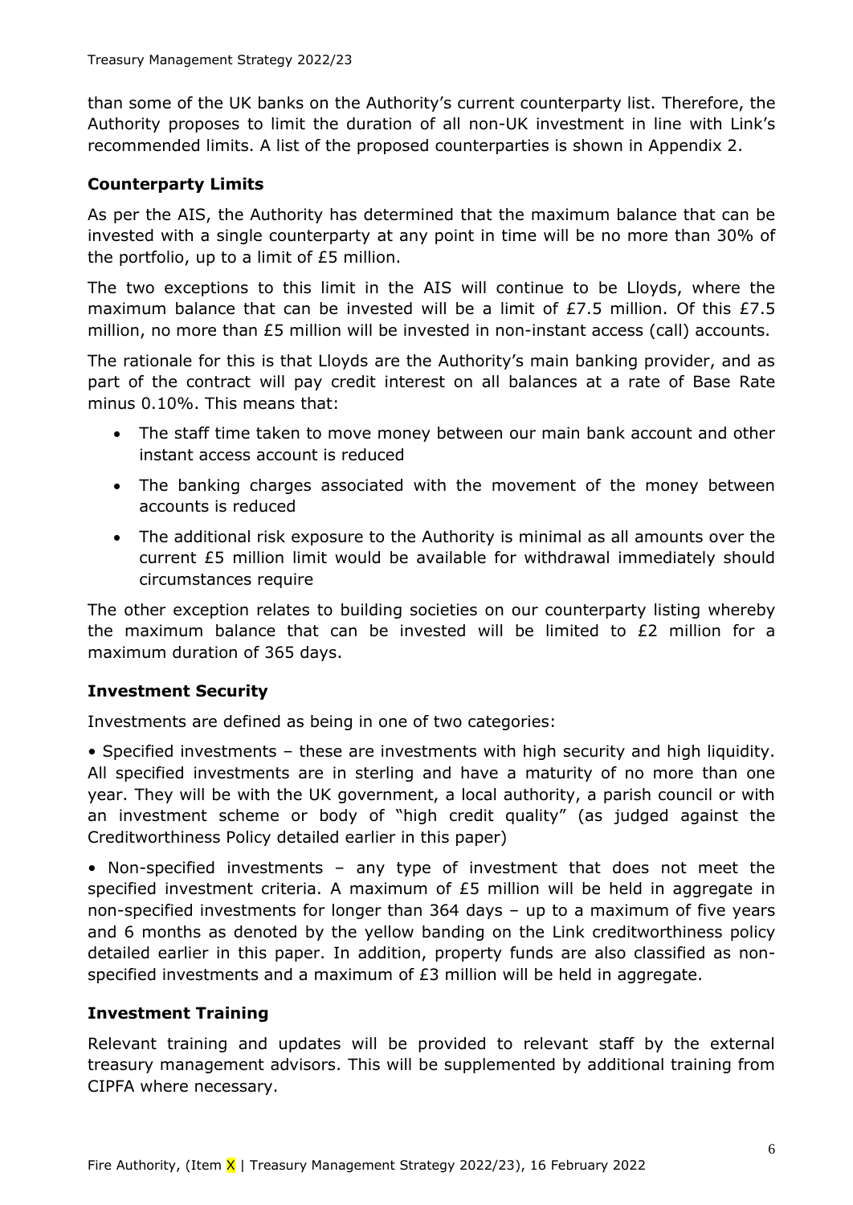than some of the UK banks on the Authority's current counterparty list. Therefore, the Authority proposes to limit the duration of all non-UK investment in line with Link's recommended limits. A list of the proposed counterparties is shown in Appendix 2.

### Counterparty Limits

As per the AIS, the Authority has determined that the maximum balance that can be invested with a single counterparty at any point in time will be no more than 30% of the portfolio, up to a limit of £5 million.

The two exceptions to this limit in the AIS will continue to be Lloyds, where the maximum balance that can be invested will be a limit of £7.5 million. Of this £7.5 million, no more than £5 million will be invested in non-instant access (call) accounts.

The rationale for this is that Lloyds are the Authority's main banking provider, and as part of the contract will pay credit interest on all balances at a rate of Base Rate minus 0.10%. This means that:

- The staff time taken to move money between our main bank account and other instant access account is reduced
- The banking charges associated with the movement of the money between accounts is reduced
- The additional risk exposure to the Authority is minimal as all amounts over the current £5 million limit would be available for withdrawal immediately should circumstances require

The other exception relates to building societies on our counterparty listing whereby the maximum balance that can be invested will be limited to £2 million for a maximum duration of 365 days.

### Investment Security

Investments are defined as being in one of two categories:

• Specified investments – these are investments with high security and high liquidity. All specified investments are in sterling and have a maturity of no more than one year. They will be with the UK government, a local authority, a parish council or with an investment scheme or body of "high credit quality" (as judged against the Creditworthiness Policy detailed earlier in this paper)

• Non-specified investments – any type of investment that does not meet the specified investment criteria. A maximum of £5 million will be held in aggregate in non-specified investments for longer than 364 days – up to a maximum of five years and 6 months as denoted by the yellow banding on the Link creditworthiness policy detailed earlier in this paper. In addition, property funds are also classified as non-specified investments and a maximum of £3 million will be held in aggregate.

### Investment Training

Relevant training and updates will be provided to relevant staff by the external treasury management advisors. This will be supplemented by additional training from CIPFA where necessary.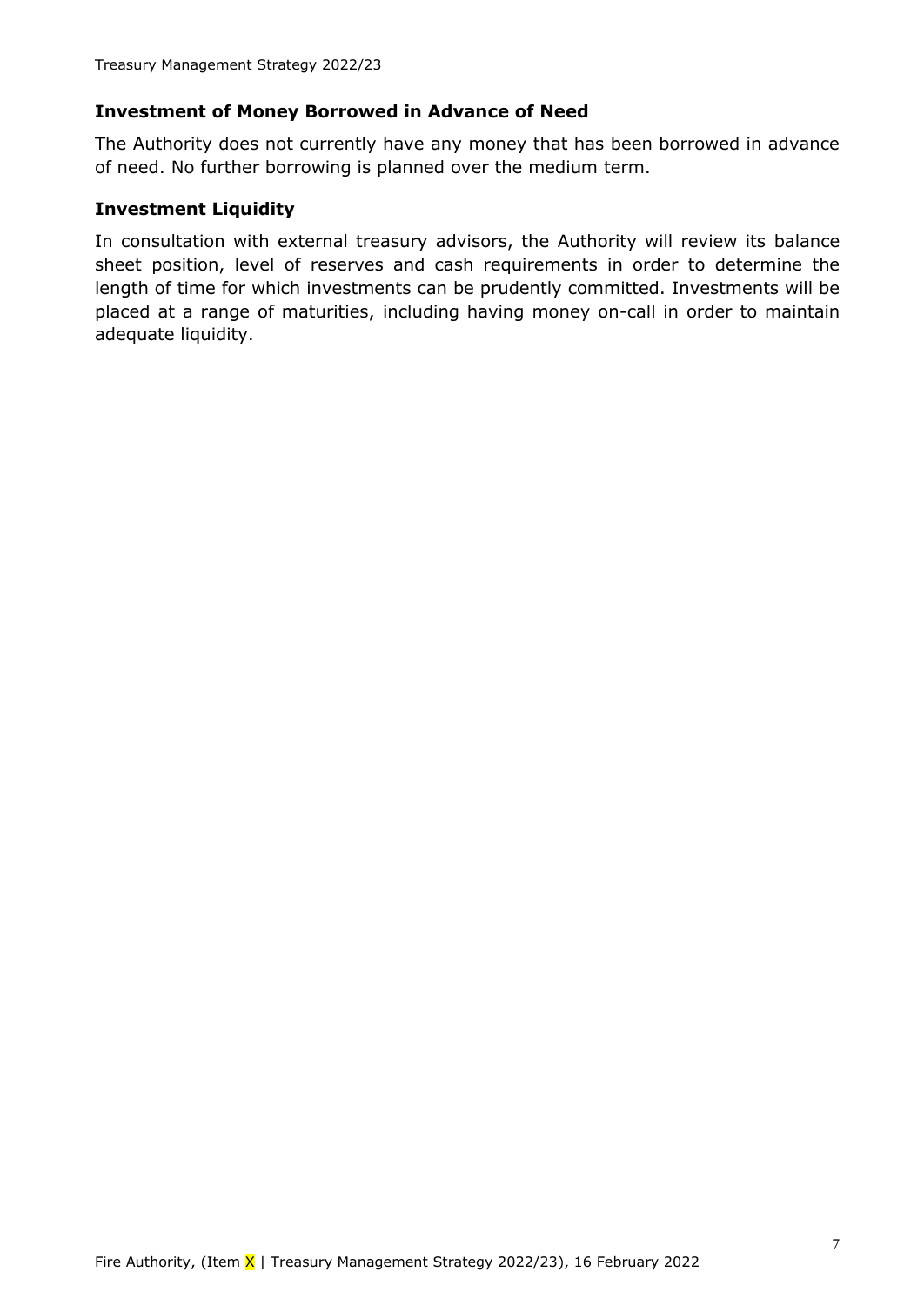### Investment of Money Borrowed in Advance of Need

The Authority does not currently have any money that has been borrowed in advance of need. No further borrowing is planned over the medium term.

### Investment Liquidity

In consultation with external treasury advisors, the Authority will review its balance sheet position, level of reserves and cash requirements in order to determine the length of time for which investments can be prudently committed. Investments will be placed at a range of maturities, including having money on-call in order to maintain adequate liquidity.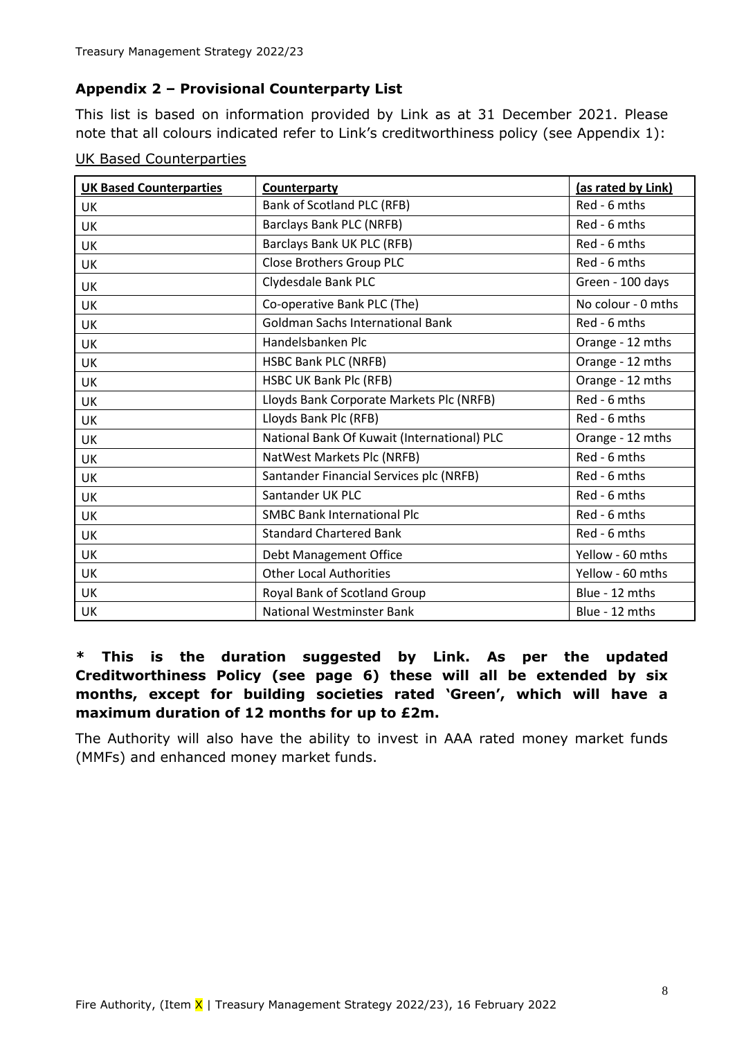## Appendix 2 – Provisional Counterparty List

This list is based on information provided by Link as at 31 December 2021. Please note that all colours indicated refer to Link's creditworthiness policy (see Appendix 1):

UK Based Counterparties

| UK Based Counterparties | Counterparty | (as rated by Link) |
|---|---|---|
| UK | Bank of Scotland PLC (RFB) | Red - 6 mths |
| UK | Barclays Bank PLC (NRFB) | Red - 6 mths |
| UK | Barclays Bank UK PLC (RFB) | Red - 6 mths |
| UK | Close Brothers Group PLC | Red - 6 mths |
| UK | Clydesdale Bank PLC | Green - 100 days |
| UK | Co-operative Bank PLC (The) | No colour - 0 mths |
| UK | Goldman Sachs International Bank | Red - 6 mths |
| UK | Handelsbanken Plc | Orange - 12 mths |
| UK | HSBC Bank PLC (NRFB) | Orange - 12 mths |
| UK | HSBC UK Bank Plc (RFB) | Orange - 12 mths |
| UK | Lloyds Bank Corporate Markets Plc (NRFB) | Red - 6 mths |
| UK | Lloyds Bank Plc (RFB) | Red - 6 mths |
| UK | National Bank Of Kuwait (International) PLC | Orange - 12 mths |
| UK | NatWest Markets Plc (NRFB) | Red - 6 mths |
| UK | Santander Financial Services plc (NRFB) | Red - 6 mths |
| UK | Santander UK PLC | Red - 6 mths |
| UK | SMBC Bank International Plc | Red - 6 mths |
| UK | Standard Chartered Bank | Red - 6 mths |
| UK | Debt Management Office | Yellow - 60 mths |
| UK | Other Local Authorities | Yellow - 60 mths |
| UK | Royal Bank of Scotland Group | Blue - 12 mths |
| UK | National Westminster Bank | Blue - 12 mths |

**\* This is the duration suggested by Link. As per the updated Creditworthiness Policy (see page 6) these will all be extended by six months, except for building societies rated 'Green', which will have a maximum duration of 12 months for up to £2m.**

The Authority will also have the ability to invest in AAA rated money market funds (MMFs) and enhanced money market funds.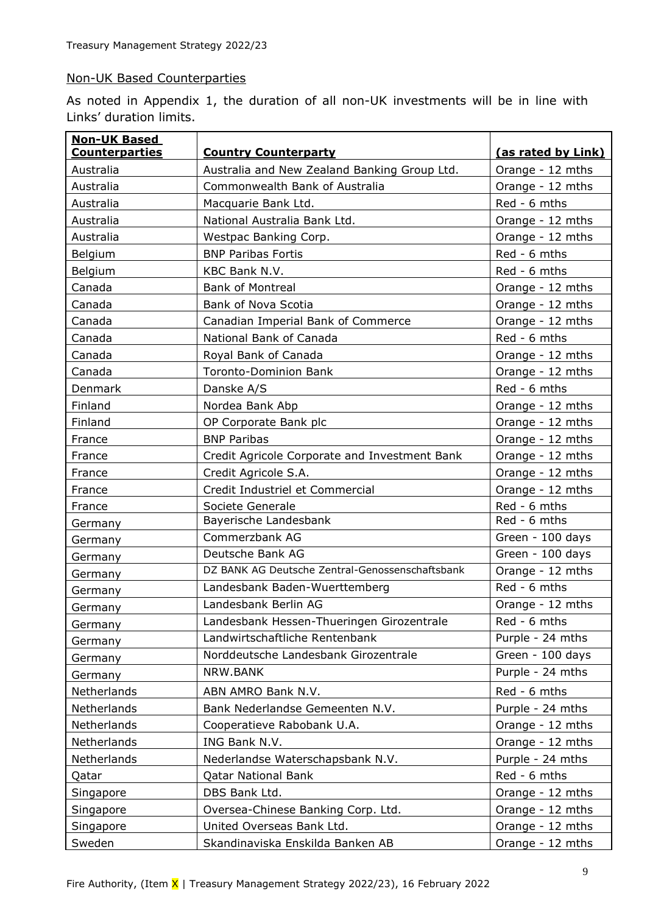## Non-UK Based Counterparties

As noted in Appendix 1, the duration of all non-UK investments will be in line with Links' duration limits.

| Non-UK Based Counterparties | Country Counterparty | (as rated by Link) |
|---|---|---|
| Australia | Australia and New Zealand Banking Group Ltd. | Orange - 12 mths |
| Australia | Commonwealth Bank of Australia | Orange - 12 mths |
| Australia | Macquarie Bank Ltd. | Red - 6 mths |
| Australia | National Australia Bank Ltd. | Orange - 12 mths |
| Australia | Westpac Banking Corp. | Orange - 12 mths |
| Belgium | BNP Paribas Fortis | Red - 6 mths |
| Belgium | KBC Bank N.V. | Red - 6 mths |
| Canada | Bank of Montreal | Orange - 12 mths |
| Canada | Bank of Nova Scotia | Orange - 12 mths |
| Canada | Canadian Imperial Bank of Commerce | Orange - 12 mths |
| Canada | National Bank of Canada | Red - 6 mths |
| Canada | Royal Bank of Canada | Orange - 12 mths |
| Canada | Toronto-Dominion Bank | Orange - 12 mths |
| Denmark | Danske A/S | Red - 6 mths |
| Finland | Nordea Bank Abp | Orange - 12 mths |
| Finland | OP Corporate Bank plc | Orange - 12 mths |
| France | BNP Paribas | Orange - 12 mths |
| France | Credit Agricole Corporate and Investment Bank | Orange - 12 mths |
| France | Credit Agricole S.A. | Orange - 12 mths |
| France | Credit Industriel et Commercial | Orange - 12 mths |
| France | Societe Generale | Red - 6 mths |
| Germany | Bayerische Landesbank | Red - 6 mths |
| Germany | Commerzbank AG | Green - 100 days |
| Germany | Deutsche Bank AG | Green - 100 days |
| Germany | DZ BANK AG Deutsche Zentral-Genossenschaftsbank | Orange - 12 mths |
| Germany | Landesbank Baden-Wuerttemberg | Red - 6 mths |
| Germany | Landesbank Berlin AG | Orange - 12 mths |
| Germany | Landesbank Hessen-Thueringen Girozentrale | Red - 6 mths |
| Germany | Landwirtschaftliche Rentenbank | Purple - 24 mths |
| Germany | Norddeutsche Landesbank Girozentrale | Green - 100 days |
| Germany | NRW.BANK | Purple - 24 mths |
| Netherlands | ABN AMRO Bank N.V. | Red - 6 mths |
| Netherlands | Bank Nederlandse Gemeenten N.V. | Purple - 24 mths |
| Netherlands | Cooperatieve Rabobank U.A. | Orange - 12 mths |
| Netherlands | ING Bank N.V. | Orange - 12 mths |
| Netherlands | Nederlandse Waterschapsbank N.V. | Purple - 24 mths |
| Qatar | Qatar National Bank | Red - 6 mths |
| Singapore | DBS Bank Ltd. | Orange - 12 mths |
| Singapore | Oversea-Chinese Banking Corp. Ltd. | Orange - 12 mths |
| Singapore | United Overseas Bank Ltd. | Orange - 12 mths |
| Sweden | Skandinaviska Enskilda Banken AB | Orange - 12 mths |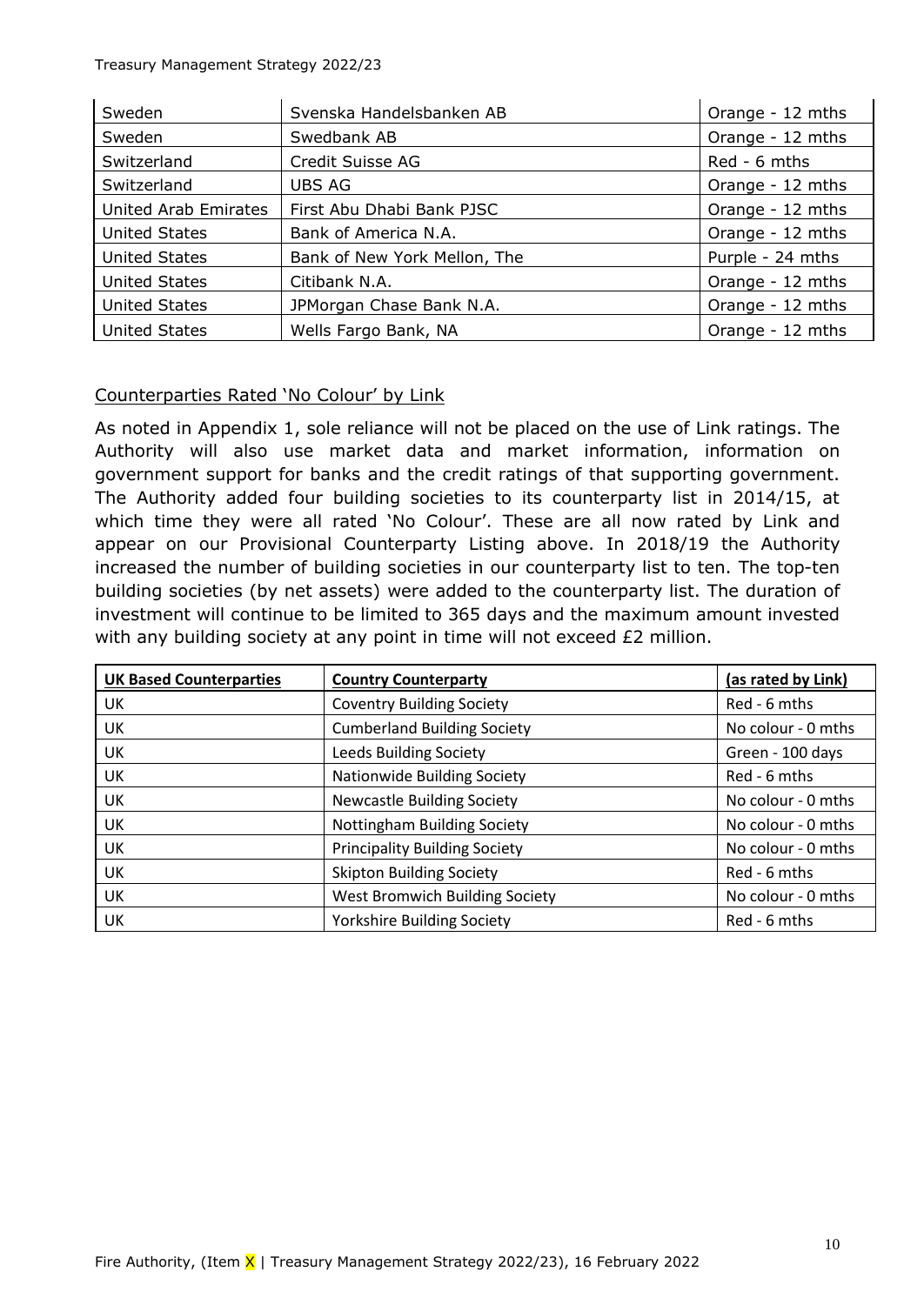| Sweden | Svenska Handelsbanken AB | Orange - 12 mths |
|---|---|---|
| Sweden | Swedbank AB | Orange - 12 mths |
| Switzerland | Credit Suisse AG | Red - 6 mths |
| Switzerland | UBS AG | Orange - 12 mths |
| United Arab Emirates | First Abu Dhabi Bank PJSC | Orange - 12 mths |
| United States | Bank of America N.A. | Orange - 12 mths |
| United States | Bank of New York Mellon, The | Purple - 24 mths |
| United States | Citibank N.A. | Orange - 12 mths |
| United States | JPMorgan Chase Bank N.A. | Orange - 12 mths |
| United States | Wells Fargo Bank, NA | Orange - 12 mths |

## Counterparties Rated 'No Colour' by Link

As noted in Appendix 1, sole reliance will not be placed on the use of Link ratings. The Authority will also use market data and market information, information on government support for banks and the credit ratings of that supporting government. The Authority added four building societies to its counterparty list in 2014/15, at which time they were all rated 'No Colour'. These are all now rated by Link and appear on our Provisional Counterparty Listing above. In 2018/19 the Authority increased the number of building societies in our counterparty list to ten. The top-ten building societies (by net assets) were added to the counterparty list. The duration of investment will continue to be limited to 365 days and the maximum amount invested with any building society at any point in time will not exceed £2 million.

| **UK Based Counterparties** | **Country Counterparty** | **(as rated by Link)** |
|---|---|---|
| UK | Coventry Building Society | Red - 6 mths |
| UK | Cumberland Building Society | No colour - 0 mths |
| UK | Leeds Building Society | Green - 100 days |
| UK | Nationwide Building Society | Red - 6 mths |
| UK | Newcastle Building Society | No colour - 0 mths |
| UK | Nottingham Building Society | No colour - 0 mths |
| UK | Principality Building Society | No colour - 0 mths |
| UK | Skipton Building Society | Red - 6 mths |
| UK | West Bromwich Building Society | No colour - 0 mths |
| UK | Yorkshire Building Society | Red - 6 mths |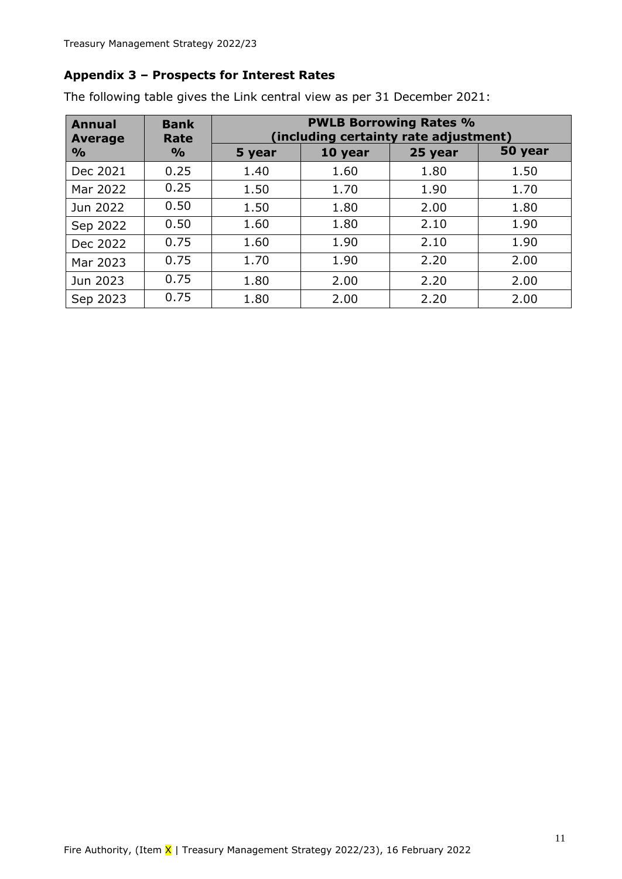## Appendix 3 – Prospects for Interest Rates

The following table gives the Link central view as per 31 December 2021:

| Annual Average % | Bank Rate % | PWLB Borrowing Rates % (including certainty rate adjustment) | | | |
|---|---|---|---|---|---|
| | | 5 year | 10 year | 25 year | 50 year |
| Dec 2021 | 0.25 | 1.40 | 1.60 | 1.80 | 1.50 |
| Mar 2022 | 0.25 | 1.50 | 1.70 | 1.90 | 1.70 |
| Jun 2022 | 0.50 | 1.50 | 1.80 | 2.00 | 1.80 |
| Sep 2022 | 0.50 | 1.60 | 1.80 | 2.10 | 1.90 |
| Dec 2022 | 0.75 | 1.60 | 1.90 | 2.10 | 1.90 |
| Mar 2023 | 0.75 | 1.70 | 1.90 | 2.20 | 2.00 |
| Jun 2023 | 0.75 | 1.80 | 2.00 | 2.20 | 2.00 |
| Sep 2023 | 0.75 | 1.80 | 2.00 | 2.20 | 2.00 |